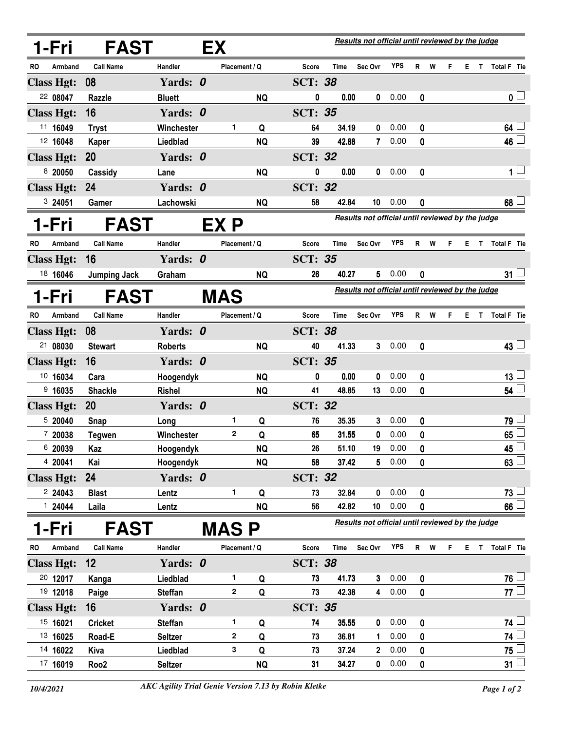## 1-Fri FAST EX

*Results not official until reviewed by the judge*

| RO | Armband | Call Name | Handler | Placement | Q | Score | Time | Sec Ovr | YPS | R | W | F | E | T | Total F | Tie |
|---|---|---|---|---|---|---|---|---|---|---|---|---|---|---|---|---|
| **Class Hgt: 08** | | | **Yards: 0** | | | **SCT: 38** | | | | | | | | | | |
| 22 | 08047 | Razzle | Bluett | | NQ | 0 | 0.00 | 0 | 0.00 | 0 | | | | | 0 | |
| **Class Hgt: 16** | | | **Yards: 0** | | | **SCT: 35** | | | | | | | | | | |
| 11 | 16049 | Tryst | Winchester | 1 | Q | 64 | 34.19 | 0 | 0.00 | 0 | | | | | 64 | |
| 12 | 16048 | Kaper | Liedblad | | NQ | 39 | 42.88 | 7 | 0.00 | 0 | | | | | 46 | |
| **Class Hgt: 20** | | | **Yards: 0** | | | **SCT: 32** | | | | | | | | | | |
| 8 | 20050 | Cassidy | Lane | | NQ | 0 | 0.00 | 0 | 0.00 | 0 | | | | | 1 | |
| **Class Hgt: 24** | | | **Yards: 0** | | | **SCT: 32** | | | | | | | | | | |
| 3 | 24051 | Gamer | Lachowski | | NQ | 58 | 42.84 | 10 | 0.00 | 0 | | | | | 68 | |

## 1-Fri FAST EX P

*Results not official until reviewed by the judge*

| RO | Armband | Call Name | Handler | Placement | Q | Score | Time | Sec Ovr | YPS | R | W | F | E | T | Total F | Tie |
|---|---|---|---|---|---|---|---|---|---|---|---|---|---|---|---|---|
| **Class Hgt: 16** | | | **Yards: 0** | | | **SCT: 35** | | | | | | | | | | |
| 18 | 16046 | Jumping Jack | Graham | | NQ | 26 | 40.27 | 5 | 0.00 | 0 | | | | | 31 | |

## 1-Fri FAST MAS

*Results not official until reviewed by the judge*

| RO | Armband | Call Name | Handler | Placement | Q | Score | Time | Sec Ovr | YPS | R | W | F | E | T | Total F | Tie |
|---|---|---|---|---|---|---|---|---|---|---|---|---|---|---|---|---|
| **Class Hgt: 08** | | | **Yards: 0** | | | **SCT: 38** | | | | | | | | | | |
| 21 | 08030 | Stewart | Roberts | | NQ | 40 | 41.33 | 3 | 0.00 | 0 | | | | | 43 | |
| **Class Hgt: 16** | | | **Yards: 0** | | | **SCT: 35** | | | | | | | | | | |
| 10 | 16034 | Cara | Hoogendyk | | NQ | 0 | 0.00 | 0 | 0.00 | 0 | | | | | 13 | |
| 9 | 16035 | Shackle | Rishel | | NQ | 41 | 48.85 | 13 | 0.00 | 0 | | | | | 54 | |
| **Class Hgt: 20** | | | **Yards: 0** | | | **SCT: 32** | | | | | | | | | | |
| 5 | 20040 | Snap | Long | 1 | Q | 76 | 35.35 | 3 | 0.00 | 0 | | | | | 79 | |
| 7 | 20038 | Tegwen | Winchester | 2 | Q | 65 | 31.55 | 0 | 0.00 | 0 | | | | | 65 | |
| 6 | 20039 | Kaz | Hoogendyk | | NQ | 26 | 51.10 | 19 | 0.00 | 0 | | | | | 45 | |
| 4 | 20041 | Kai | Hoogendyk | | NQ | 58 | 37.42 | 5 | 0.00 | 0 | | | | | 63 | |
| **Class Hgt: 24** | | | **Yards: 0** | | | **SCT: 32** | | | | | | | | | | |
| 2 | 24043 | Blast | Lentz | 1 | Q | 73 | 32.84 | 0 | 0.00 | 0 | | | | | 73 | |
| 1 | 24044 | Laila | Lentz | | NQ | 56 | 42.82 | 10 | 0.00 | 0 | | | | | 66 | |

## 1-Fri FAST MAS P

*Results not official until reviewed by the judge*

| RO | Armband | Call Name | Handler | Placement | Q | Score | Time | Sec Ovr | YPS | R | W | F | E | T | Total F | Tie |
|---|---|---|---|---|---|---|---|---|---|---|---|---|---|---|---|---|
| **Class Hgt: 12** | | | **Yards: 0** | | | **SCT: 38** | | | | | | | | | | |
| 20 | 12017 | Kanga | Liedblad | 1 | Q | 73 | 41.73 | 3 | 0.00 | 0 | | | | | 76 | |
| 19 | 12018 | Paige | Steffan | 2 | Q | 73 | 42.38 | 4 | 0.00 | 0 | | | | | 77 | |
| **Class Hgt: 16** | | | **Yards: 0** | | | **SCT: 35** | | | | | | | | | | |
| 15 | 16021 | Cricket | Steffan | 1 | Q | 74 | 35.55 | 0 | 0.00 | 0 | | | | | 74 | |
| 13 | 16025 | Road-E | Seltzer | 2 | Q | 73 | 36.81 | 1 | 0.00 | 0 | | | | | 74 | |
| 14 | 16022 | Kiva | Liedblad | 3 | Q | 73 | 37.24 | 2 | 0.00 | 0 | | | | | 75 | |
| 17 | 16019 | Roo2 | Seltzer | | NQ | 31 | 34.27 | 0 | 0.00 | 0 | | | | | 31 | |

10/4/2021 — *AKC Agility Trial Genie Version 7.13 by Robin Kletke*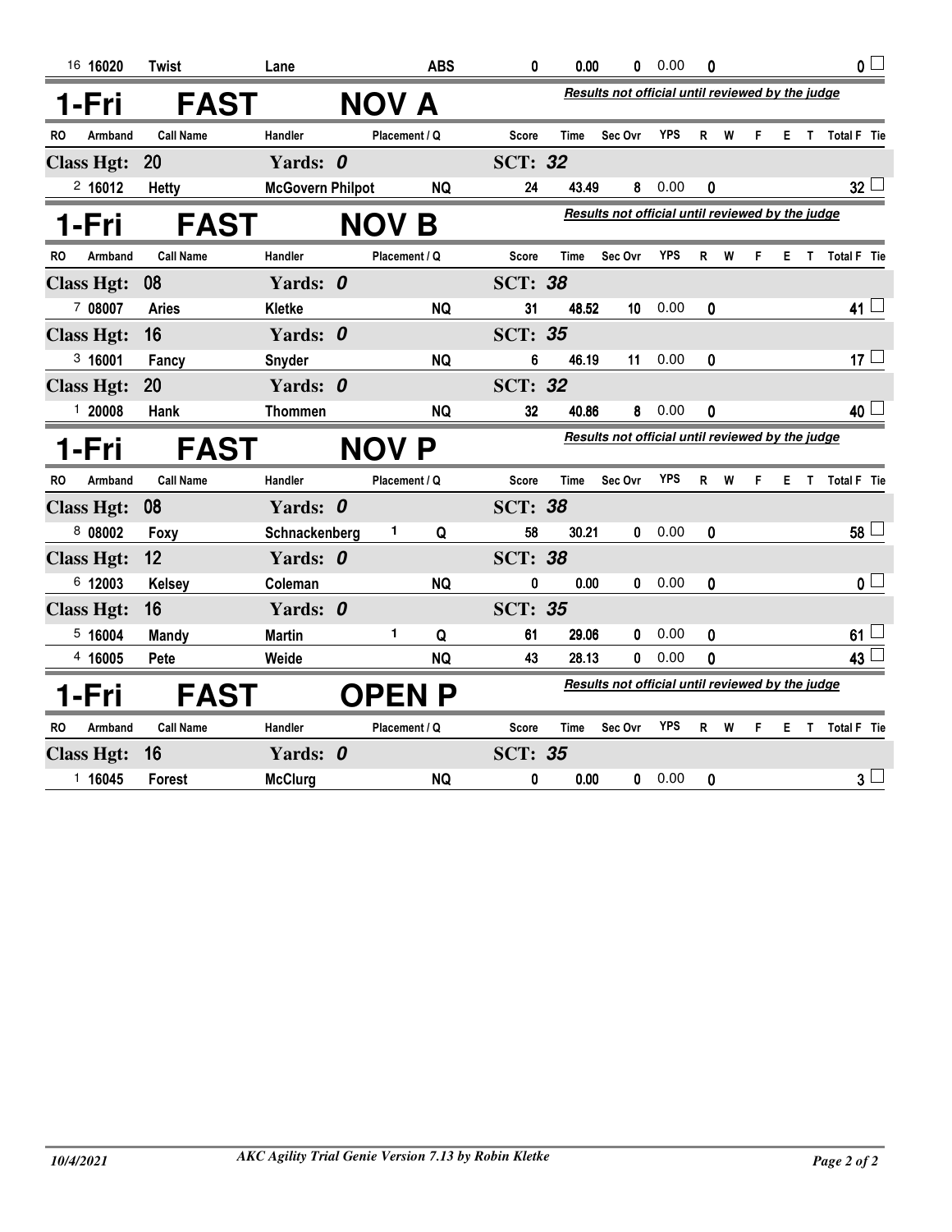| RO | Armband | Call Name | Handler | Placement / Q | | Score | Time | Sec Ovr | YPS | R | W | F | E | T | Total F | Tie |
|---|---|---|---|---|---|---|---|---|---|---|---|---|---|---|---|---|
| 16 | 16020 | Twist | Lane | | ABS | 0 | 0.00 | 0 | 0.00 | 0 | | | | | 0 | ☐ |

## 1-Fri FAST NOV A

*Results not official until reviewed by the judge*

| RO | Armband | Call Name | Handler | Placement / Q | | Score | Time | Sec Ovr | YPS | R | W | F | E | T | Total F | Tie |
|---|---|---|---|---|---|---|---|---|---|---|---|---|---|---|---|---|
| **Class Hgt: 20** | | **Yards: 0** | | | | **SCT: 32** | | | | | | | | | | |
| 2 | 16012 | Hetty | McGovern Philpot | | NQ | 24 | 43.49 | 8 | 0.00 | 0 | | | | | 32 | ☐ |

## 1-Fri FAST NOV B

*Results not official until reviewed by the judge*

| RO | Armband | Call Name | Handler | Placement / Q | | Score | Time | Sec Ovr | YPS | R | W | F | E | T | Total F | Tie |
|---|---|---|---|---|---|---|---|---|---|---|---|---|---|---|---|---|
| **Class Hgt: 08** | | **Yards: 0** | | | | **SCT: 38** | | | | | | | | | | |
| 7 | 08007 | Aries | Kletke | | NQ | 31 | 48.52 | 10 | 0.00 | 0 | | | | | 41 | ☐ |
| **Class Hgt: 16** | | **Yards: 0** | | | | **SCT: 35** | | | | | | | | | | |
| 3 | 16001 | Fancy | Snyder | | NQ | 6 | 46.19 | 11 | 0.00 | 0 | | | | | 17 | ☐ |
| **Class Hgt: 20** | | **Yards: 0** | | | | **SCT: 32** | | | | | | | | | | |
| 1 | 20008 | Hank | Thommen | | NQ | 32 | 40.86 | 8 | 0.00 | 0 | | | | | 40 | ☐ |

## 1-Fri FAST NOV P

*Results not official until reviewed by the judge*

| RO | Armband | Call Name | Handler | Placement / Q | | Score | Time | Sec Ovr | YPS | R | W | F | E | T | Total F | Tie |
|---|---|---|---|---|---|---|---|---|---|---|---|---|---|---|---|---|
| **Class Hgt: 08** | | **Yards: 0** | | | | **SCT: 38** | | | | | | | | | | |
| 8 | 08002 | Foxy | Schnackenberg | 1 | Q | 58 | 30.21 | 0 | 0.00 | 0 | | | | | 58 | ☐ |
| **Class Hgt: 12** | | **Yards: 0** | | | | **SCT: 38** | | | | | | | | | | |
| 6 | 12003 | Kelsey | Coleman | | NQ | 0 | 0.00 | 0 | 0.00 | 0 | | | | | 0 | ☐ |
| **Class Hgt: 16** | | **Yards: 0** | | | | **SCT: 35** | | | | | | | | | | |
| 5 | 16004 | Mandy | Martin | 1 | Q | 61 | 29.06 | 0 | 0.00 | 0 | | | | | 61 | ☐ |
| 4 | 16005 | Pete | Weide | | NQ | 43 | 28.13 | 0 | 0.00 | 0 | | | | | 43 | ☐ |

## 1-Fri FAST OPEN P

*Results not official until reviewed by the judge*

| RO | Armband | Call Name | Handler | Placement / Q | | Score | Time | Sec Ovr | YPS | R | W | F | E | T | Total F | Tie |
|---|---|---|---|---|---|---|---|---|---|---|---|---|---|---|---|---|
| **Class Hgt: 16** | | **Yards: 0** | | | | **SCT: 35** | | | | | | | | | | |
| 1 | 16045 | Forest | McClurg | | NQ | 0 | 0.00 | 0 | 0.00 | 0 | | | | | 3 | ☐ |

*10/4/2021* *AKC Agility Trial Genie Version 7.13 by Robin Kletke*